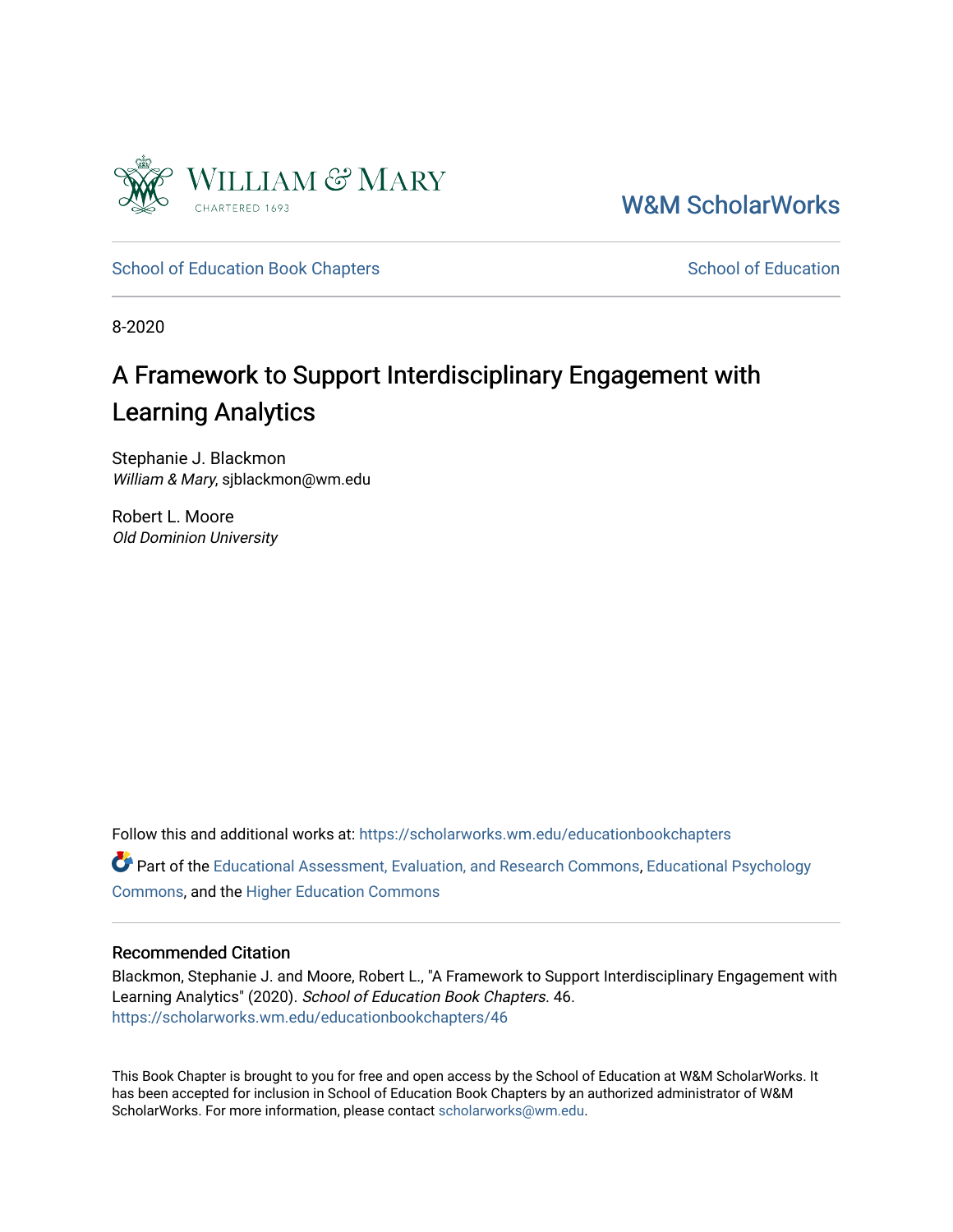William & Mary

CHARTERED 1693

W&M ScholarWorks

School of Education Book Chapters

School of Education

8-2020

# A Framework to Support Interdisciplinary Engagement with Learning Analytics

Stephanie J. Blackmon
*William & Mary*, sjblackmon@wm.edu

Robert L. Moore
*Old Dominion University*

Follow this and additional works at: https://scholarworks.wm.edu/educationbookchapters

Part of the Educational Assessment, Evaluation, and Research Commons, Educational Psychology Commons, and the Higher Education Commons

## Recommended Citation

Blackmon, Stephanie J. and Moore, Robert L., "A Framework to Support Interdisciplinary Engagement with Learning Analytics" (2020). *School of Education Book Chapters*. 46.
https://scholarworks.wm.edu/educationbookchapters/46

This Book Chapter is brought to you for free and open access by the School of Education at W&M ScholarWorks. It has been accepted for inclusion in School of Education Book Chapters by an authorized administrator of W&M ScholarWorks. For more information, please contact scholarworks@wm.edu.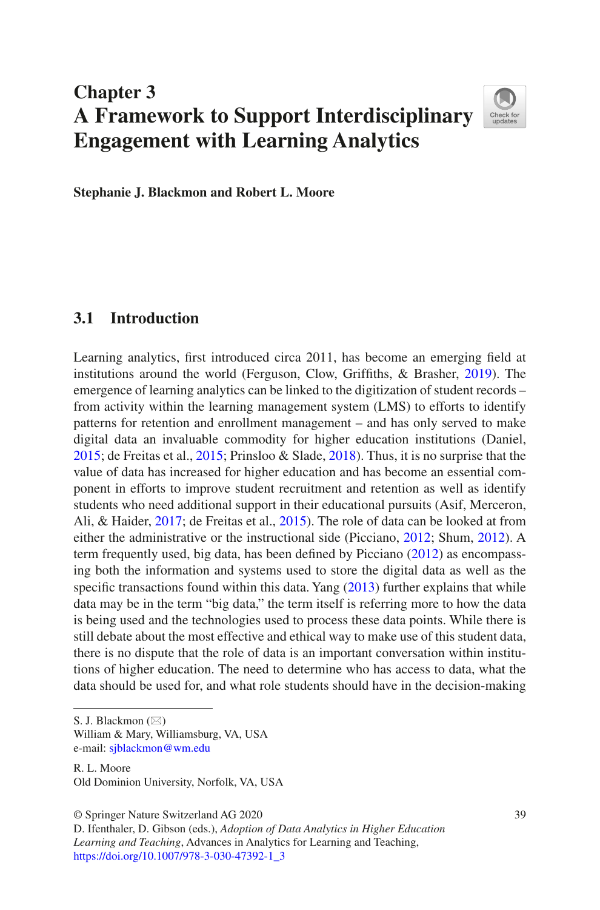# Chapter 3
# A Framework to Support Interdisciplinary Engagement with Learning Analytics

**Stephanie J. Blackmon and Robert L. Moore**

## 3.1 Introduction

Learning analytics, first introduced circa 2011, has become an emerging field at institutions around the world (Ferguson, Clow, Griffiths, & Brasher, 2019). The emergence of learning analytics can be linked to the digitization of student records – from activity within the learning management system (LMS) to efforts to identify patterns for retention and enrollment management – and has only served to make digital data an invaluable commodity for higher education institutions (Daniel, 2015; de Freitas et al., 2015; Prinsloo & Slade, 2018). Thus, it is no surprise that the value of data has increased for higher education and has become an essential component in efforts to improve student recruitment and retention as well as identify students who need additional support in their educational pursuits (Asif, Merceron, Ali, & Haider, 2017; de Freitas et al., 2015). The role of data can be looked at from either the administrative or the instructional side (Picciano, 2012; Shum, 2012). A term frequently used, big data, has been defined by Picciano (2012) as encompassing both the information and systems used to store the digital data as well as the specific transactions found within this data. Yang (2013) further explains that while data may be in the term "big data," the term itself is referring more to how the data is being used and the technologies used to process these data points. While there is still debate about the most effective and ethical way to make use of this student data, there is no dispute that the role of data is an important conversation within institutions of higher education. The need to determine who has access to data, what the data should be used for, and what role students should have in the decision-making

---

S. J. Blackmon (✉)
William & Mary, Williamsburg, VA, USA
e-mail: sjblackmon@wm.edu

R. L. Moore
Old Dominion University, Norfolk, VA, USA

© Springer Nature Switzerland AG 2020
D. Ifenthaler, D. Gibson (eds.), *Adoption of Data Analytics in Higher Education Learning and Teaching*, Advances in Analytics for Learning and Teaching,
https://doi.org/10.1007/978-3-030-47392-1_3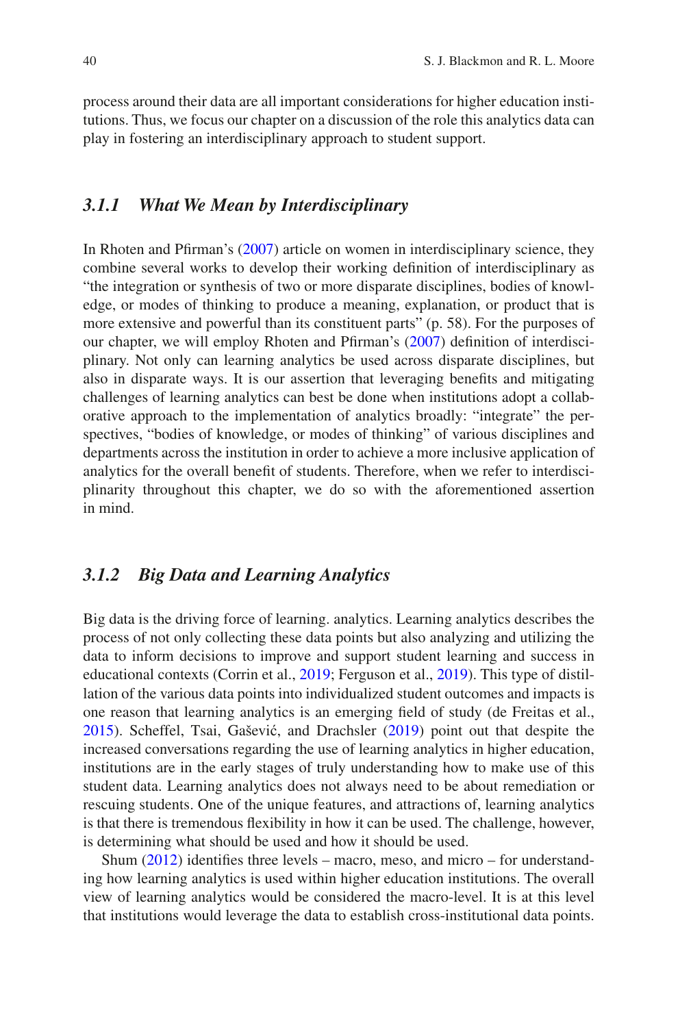process around their data are all important considerations for higher education institutions. Thus, we focus our chapter on a discussion of the role this analytics data can play in fostering an interdisciplinary approach to student support.

### *3.1.1 What We Mean by Interdisciplinary*

In Rhoten and Pfirman's (2007) article on women in interdisciplinary science, they combine several works to develop their working definition of interdisciplinary as "the integration or synthesis of two or more disparate disciplines, bodies of knowledge, or modes of thinking to produce a meaning, explanation, or product that is more extensive and powerful than its constituent parts" (p. 58). For the purposes of our chapter, we will employ Rhoten and Pfirman's (2007) definition of interdisciplinary. Not only can learning analytics be used across disparate disciplines, but also in disparate ways. It is our assertion that leveraging benefits and mitigating challenges of learning analytics can best be done when institutions adopt a collaborative approach to the implementation of analytics broadly: "integrate" the perspectives, "bodies of knowledge, or modes of thinking" of various disciplines and departments across the institution in order to achieve a more inclusive application of analytics for the overall benefit of students. Therefore, when we refer to interdisciplinarity throughout this chapter, we do so with the aforementioned assertion in mind.

### *3.1.2 Big Data and Learning Analytics*

Big data is the driving force of learning. analytics. Learning analytics describes the process of not only collecting these data points but also analyzing and utilizing the data to inform decisions to improve and support student learning and success in educational contexts (Corrin et al., 2019; Ferguson et al., 2019). This type of distillation of the various data points into individualized student outcomes and impacts is one reason that learning analytics is an emerging field of study (de Freitas et al., 2015). Scheffel, Tsai, Gašević, and Drachsler (2019) point out that despite the increased conversations regarding the use of learning analytics in higher education, institutions are in the early stages of truly understanding how to make use of this student data. Learning analytics does not always need to be about remediation or rescuing students. One of the unique features, and attractions of, learning analytics is that there is tremendous flexibility in how it can be used. The challenge, however, is determining what should be used and how it should be used.

Shum (2012) identifies three levels – macro, meso, and micro – for understanding how learning analytics is used within higher education institutions. The overall view of learning analytics would be considered the macro-level. It is at this level that institutions would leverage the data to establish cross-institutional data points.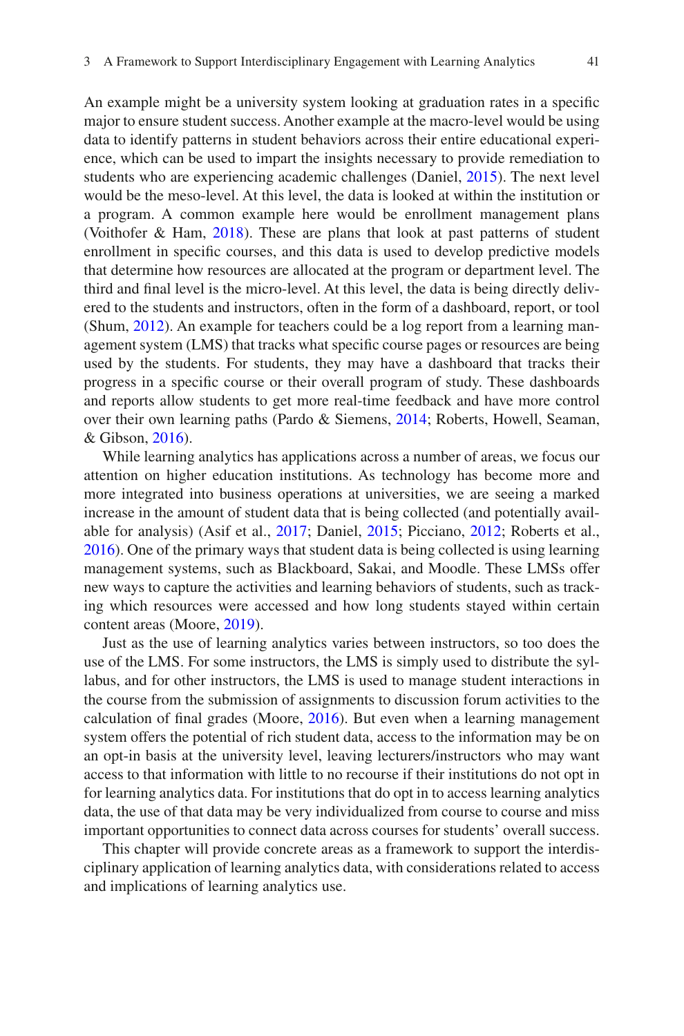An example might be a university system looking at graduation rates in a specific major to ensure student success. Another example at the macro-level would be using data to identify patterns in student behaviors across their entire educational experience, which can be used to impart the insights necessary to provide remediation to students who are experiencing academic challenges (Daniel, 2015). The next level would be the meso-level. At this level, the data is looked at within the institution or a program. A common example here would be enrollment management plans (Voithofer & Ham, 2018). These are plans that look at past patterns of student enrollment in specific courses, and this data is used to develop predictive models that determine how resources are allocated at the program or department level. The third and final level is the micro-level. At this level, the data is being directly delivered to the students and instructors, often in the form of a dashboard, report, or tool (Shum, 2012). An example for teachers could be a log report from a learning management system (LMS) that tracks what specific course pages or resources are being used by the students. For students, they may have a dashboard that tracks their progress in a specific course or their overall program of study. These dashboards and reports allow students to get more real-time feedback and have more control over their own learning paths (Pardo & Siemens, 2014; Roberts, Howell, Seaman, & Gibson, 2016).

While learning analytics has applications across a number of areas, we focus our attention on higher education institutions. As technology has become more and more integrated into business operations at universities, we are seeing a marked increase in the amount of student data that is being collected (and potentially available for analysis) (Asif et al., 2017; Daniel, 2015; Picciano, 2012; Roberts et al., 2016). One of the primary ways that student data is being collected is using learning management systems, such as Blackboard, Sakai, and Moodle. These LMSs offer new ways to capture the activities and learning behaviors of students, such as tracking which resources were accessed and how long students stayed within certain content areas (Moore, 2019).

Just as the use of learning analytics varies between instructors, so too does the use of the LMS. For some instructors, the LMS is simply used to distribute the syllabus, and for other instructors, the LMS is used to manage student interactions in the course from the submission of assignments to discussion forum activities to the calculation of final grades (Moore, 2016). But even when a learning management system offers the potential of rich student data, access to the information may be on an opt-in basis at the university level, leaving lecturers/instructors who may want access to that information with little to no recourse if their institutions do not opt in for learning analytics data. For institutions that do opt in to access learning analytics data, the use of that data may be very individualized from course to course and miss important opportunities to connect data across courses for students' overall success.

This chapter will provide concrete areas as a framework to support the interdisciplinary application of learning analytics data, with considerations related to access and implications of learning analytics use.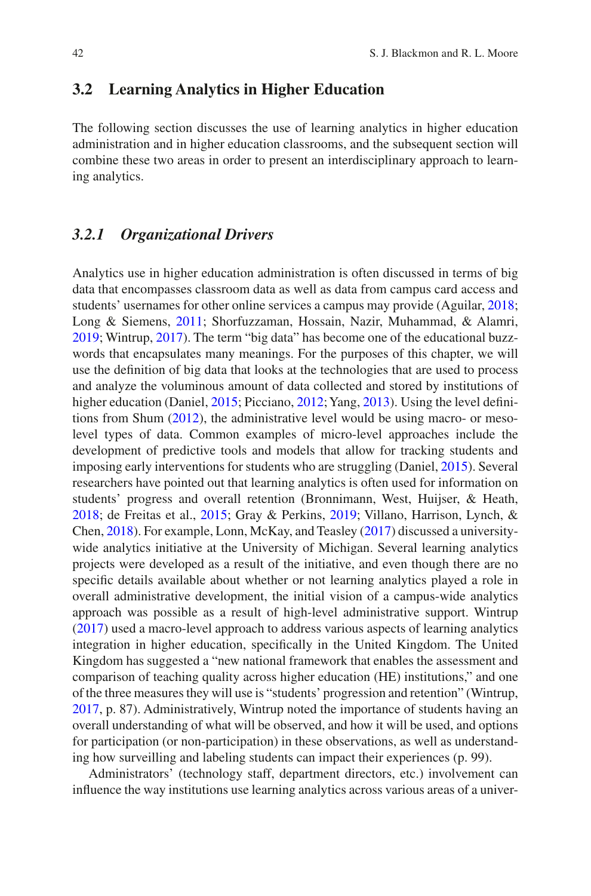## 3.2 Learning Analytics in Higher Education

The following section discusses the use of learning analytics in higher education administration and in higher education classrooms, and the subsequent section will combine these two areas in order to present an interdisciplinary approach to learning analytics.

### *3.2.1 Organizational Drivers*

Analytics use in higher education administration is often discussed in terms of big data that encompasses classroom data as well as data from campus card access and students' usernames for other online services a campus may provide (Aguilar, 2018; Long & Siemens, 2011; Shorfuzzaman, Hossain, Nazir, Muhammad, & Alamri, 2019; Wintrup, 2017). The term "big data" has become one of the educational buzzwords that encapsulates many meanings. For the purposes of this chapter, we will use the definition of big data that looks at the technologies that are used to process and analyze the voluminous amount of data collected and stored by institutions of higher education (Daniel, 2015; Picciano, 2012; Yang, 2013). Using the level definitions from Shum (2012), the administrative level would be using macro- or meso-level types of data. Common examples of micro-level approaches include the development of predictive tools and models that allow for tracking students and imposing early interventions for students who are struggling (Daniel, 2015). Several researchers have pointed out that learning analytics is often used for information on students' progress and overall retention (Bronnimann, West, Huijser, & Heath, 2018; de Freitas et al., 2015; Gray & Perkins, 2019; Villano, Harrison, Lynch, & Chen, 2018). For example, Lonn, McKay, and Teasley (2017) discussed a university-wide analytics initiative at the University of Michigan. Several learning analytics projects were developed as a result of the initiative, and even though there are no specific details available about whether or not learning analytics played a role in overall administrative development, the initial vision of a campus-wide analytics approach was possible as a result of high-level administrative support. Wintrup (2017) used a macro-level approach to address various aspects of learning analytics integration in higher education, specifically in the United Kingdom. The United Kingdom has suggested a "new national framework that enables the assessment and comparison of teaching quality across higher education (HE) institutions," and one of the three measures they will use is "students' progression and retention" (Wintrup, 2017, p. 87). Administratively, Wintrup noted the importance of students having an overall understanding of what will be observed, and how it will be used, and options for participation (or non-participation) in these observations, as well as understanding how surveilling and labeling students can impact their experiences (p. 99).

Administrators' (technology staff, department directors, etc.) involvement can influence the way institutions use learning analytics across various areas of a univer-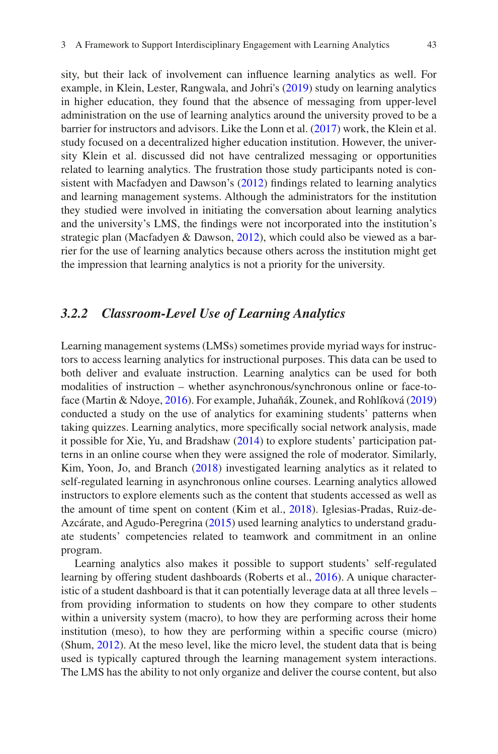sity, but their lack of involvement can influence learning analytics as well. For example, in Klein, Lester, Rangwala, and Johri's (2019) study on learning analytics in higher education, they found that the absence of messaging from upper-level administration on the use of learning analytics around the university proved to be a barrier for instructors and advisors. Like the Lonn et al. (2017) work, the Klein et al. study focused on a decentralized higher education institution. However, the university Klein et al. discussed did not have centralized messaging or opportunities related to learning analytics. The frustration those study participants noted is consistent with Macfadyen and Dawson's (2012) findings related to learning analytics and learning management systems. Although the administrators for the institution they studied were involved in initiating the conversation about learning analytics and the university's LMS, the findings were not incorporated into the institution's strategic plan (Macfadyen & Dawson, 2012), which could also be viewed as a barrier for the use of learning analytics because others across the institution might get the impression that learning analytics is not a priority for the university.

### *3.2.2 Classroom-Level Use of Learning Analytics*

Learning management systems (LMSs) sometimes provide myriad ways for instructors to access learning analytics for instructional purposes. This data can be used to both deliver and evaluate instruction. Learning analytics can be used for both modalities of instruction – whether asynchronous/synchronous online or face-to-face (Martin & Ndoye, 2016). For example, Juhaňák, Zounek, and Rohlíková (2019) conducted a study on the use of analytics for examining students' patterns when taking quizzes. Learning analytics, more specifically social network analysis, made it possible for Xie, Yu, and Bradshaw (2014) to explore students' participation patterns in an online course when they were assigned the role of moderator. Similarly, Kim, Yoon, Jo, and Branch (2018) investigated learning analytics as it related to self-regulated learning in asynchronous online courses. Learning analytics allowed instructors to explore elements such as the content that students accessed as well as the amount of time spent on content (Kim et al., 2018). Iglesias-Pradas, Ruiz-de-Azcárate, and Agudo-Peregrina (2015) used learning analytics to understand graduate students' competencies related to teamwork and commitment in an online program.

Learning analytics also makes it possible to support students' self-regulated learning by offering student dashboards (Roberts et al., 2016). A unique characteristic of a student dashboard is that it can potentially leverage data at all three levels – from providing information to students on how they compare to other students within a university system (macro), to how they are performing across their home institution (meso), to how they are performing within a specific course (micro) (Shum, 2012). At the meso level, like the micro level, the student data that is being used is typically captured through the learning management system interactions. The LMS has the ability to not only organize and deliver the course content, but also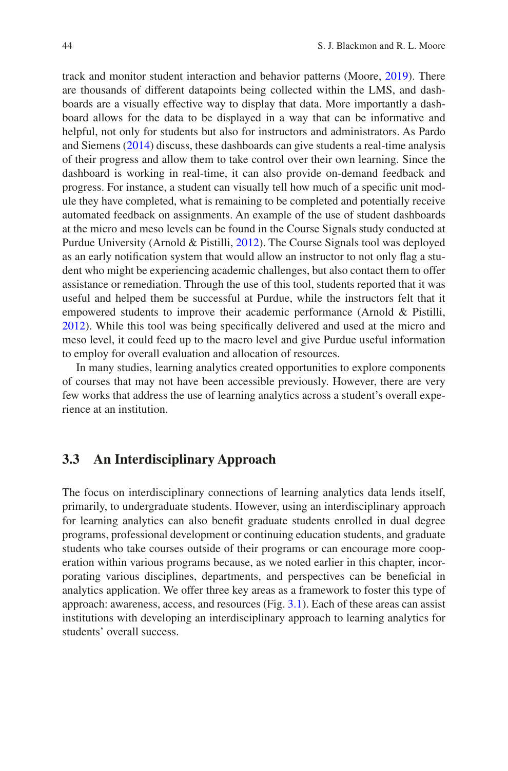track and monitor student interaction and behavior patterns (Moore, 2019). There are thousands of different datapoints being collected within the LMS, and dashboards are a visually effective way to display that data. More importantly a dashboard allows for the data to be displayed in a way that can be informative and helpful, not only for students but also for instructors and administrators. As Pardo and Siemens (2014) discuss, these dashboards can give students a real-time analysis of their progress and allow them to take control over their own learning. Since the dashboard is working in real-time, it can also provide on-demand feedback and progress. For instance, a student can visually tell how much of a specific unit module they have completed, what is remaining to be completed and potentially receive automated feedback on assignments. An example of the use of student dashboards at the micro and meso levels can be found in the Course Signals study conducted at Purdue University (Arnold & Pistilli, 2012). The Course Signals tool was deployed as an early notification system that would allow an instructor to not only flag a student who might be experiencing academic challenges, but also contact them to offer assistance or remediation. Through the use of this tool, students reported that it was useful and helped them be successful at Purdue, while the instructors felt that it empowered students to improve their academic performance (Arnold & Pistilli, 2012). While this tool was being specifically delivered and used at the micro and meso level, it could feed up to the macro level and give Purdue useful information to employ for overall evaluation and allocation of resources.

In many studies, learning analytics created opportunities to explore components of courses that may not have been accessible previously. However, there are very few works that address the use of learning analytics across a student's overall experience at an institution.

## 3.3 An Interdisciplinary Approach

The focus on interdisciplinary connections of learning analytics data lends itself, primarily, to undergraduate students. However, using an interdisciplinary approach for learning analytics can also benefit graduate students enrolled in dual degree programs, professional development or continuing education students, and graduate students who take courses outside of their programs or can encourage more cooperation within various programs because, as we noted earlier in this chapter, incorporating various disciplines, departments, and perspectives can be beneficial in analytics application. We offer three key areas as a framework to foster this type of approach: awareness, access, and resources (Fig. 3.1). Each of these areas can assist institutions with developing an interdisciplinary approach to learning analytics for students' overall success.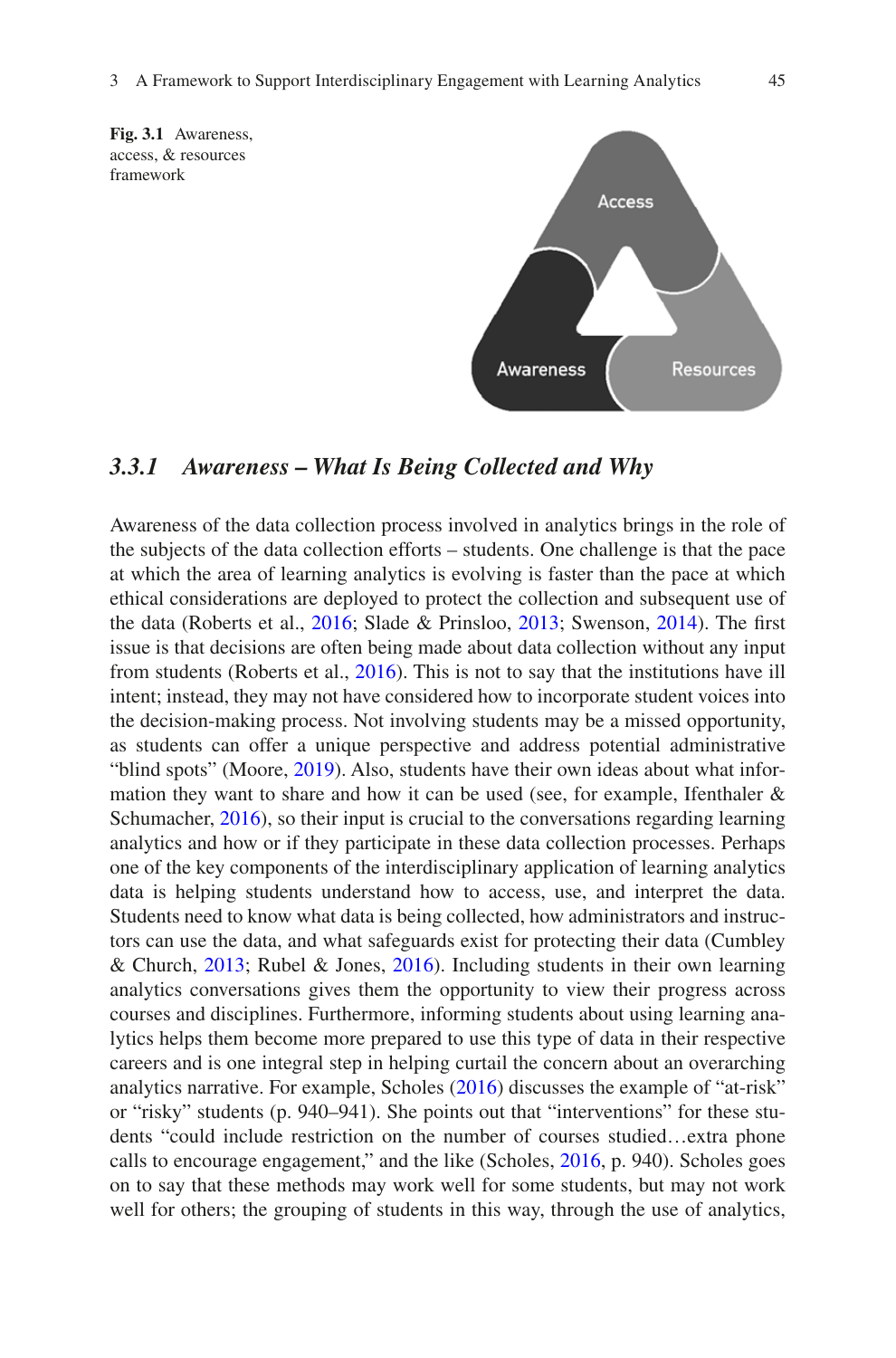**Fig. 3.1** Awareness, access, & resources framework

Access

Awareness

Resources

### 3.3.1 Awareness – What Is Being Collected and Why

Awareness of the data collection process involved in analytics brings in the role of the subjects of the data collection efforts – students. One challenge is that the pace at which the area of learning analytics is evolving is faster than the pace at which ethical considerations are deployed to protect the collection and subsequent use of the data (Roberts et al., 2016; Slade & Prinsloo, 2013; Swenson, 2014). The first issue is that decisions are often being made about data collection without any input from students (Roberts et al., 2016). This is not to say that the institutions have ill intent; instead, they may not have considered how to incorporate student voices into the decision-making process. Not involving students may be a missed opportunity, as students can offer a unique perspective and address potential administrative "blind spots" (Moore, 2019). Also, students have their own ideas about what information they want to share and how it can be used (see, for example, Ifenthaler & Schumacher, 2016), so their input is crucial to the conversations regarding learning analytics and how or if they participate in these data collection processes. Perhaps one of the key components of the interdisciplinary application of learning analytics data is helping students understand how to access, use, and interpret the data. Students need to know what data is being collected, how administrators and instructors can use the data, and what safeguards exist for protecting their data (Cumbley & Church, 2013; Rubel & Jones, 2016). Including students in their own learning analytics conversations gives them the opportunity to view their progress across courses and disciplines. Furthermore, informing students about using learning analytics helps them become more prepared to use this type of data in their respective careers and is one integral step in helping curtail the concern about an overarching analytics narrative. For example, Scholes (2016) discusses the example of "at-risk" or "risky" students (p. 940–941). She points out that "interventions" for these students "could include restriction on the number of courses studied…extra phone calls to encourage engagement," and the like (Scholes, 2016, p. 940). Scholes goes on to say that these methods may work well for some students, but may not work well for others; the grouping of students in this way, through the use of analytics,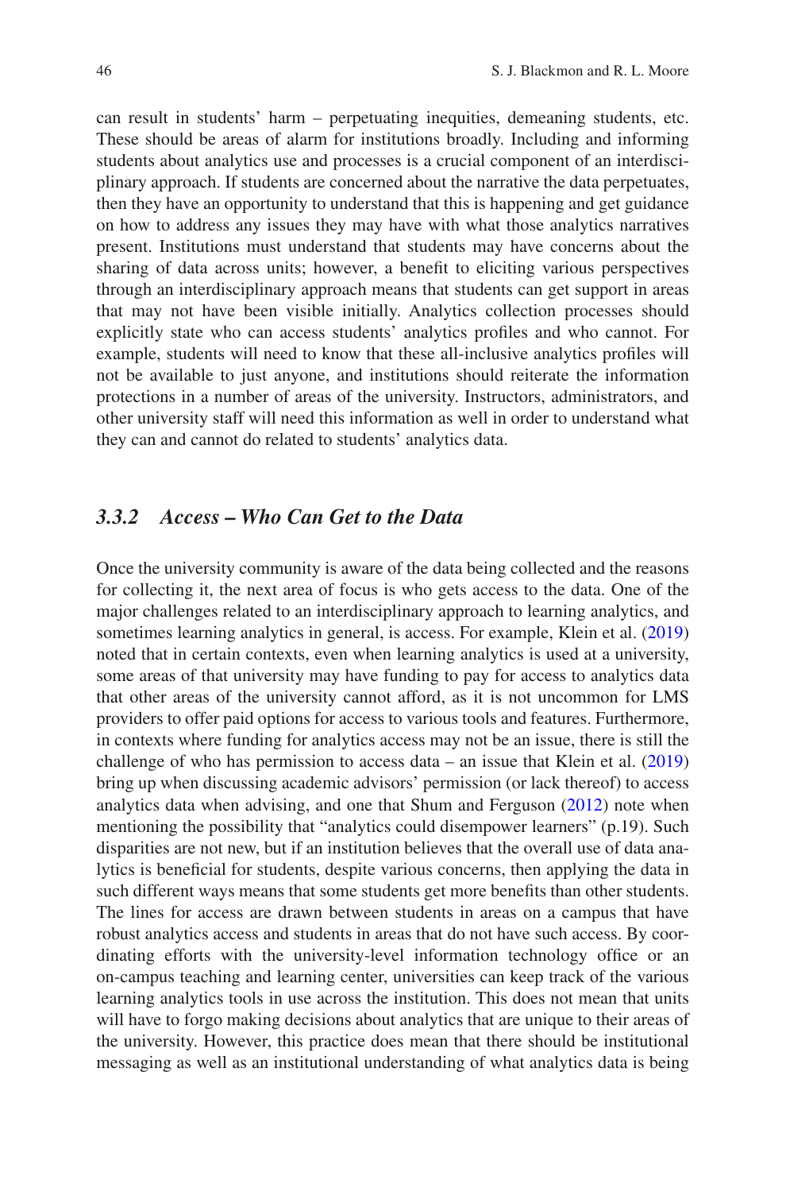can result in students' harm – perpetuating inequities, demeaning students, etc. These should be areas of alarm for institutions broadly. Including and informing students about analytics use and processes is a crucial component of an interdisciplinary approach. If students are concerned about the narrative the data perpetuates, then they have an opportunity to understand that this is happening and get guidance on how to address any issues they may have with what those analytics narratives present. Institutions must understand that students may have concerns about the sharing of data across units; however, a benefit to eliciting various perspectives through an interdisciplinary approach means that students can get support in areas that may not have been visible initially. Analytics collection processes should explicitly state who can access students' analytics profiles and who cannot. For example, students will need to know that these all-inclusive analytics profiles will not be available to just anyone, and institutions should reiterate the information protections in a number of areas of the university. Instructors, administrators, and other university staff will need this information as well in order to understand what they can and cannot do related to students' analytics data.

### *3.3.2 Access – Who Can Get to the Data*

Once the university community is aware of the data being collected and the reasons for collecting it, the next area of focus is who gets access to the data. One of the major challenges related to an interdisciplinary approach to learning analytics, and sometimes learning analytics in general, is access. For example, Klein et al. (2019) noted that in certain contexts, even when learning analytics is used at a university, some areas of that university may have funding to pay for access to analytics data that other areas of the university cannot afford, as it is not uncommon for LMS providers to offer paid options for access to various tools and features. Furthermore, in contexts where funding for analytics access may not be an issue, there is still the challenge of who has permission to access data – an issue that Klein et al. (2019) bring up when discussing academic advisors' permission (or lack thereof) to access analytics data when advising, and one that Shum and Ferguson (2012) note when mentioning the possibility that "analytics could disempower learners" (p.19). Such disparities are not new, but if an institution believes that the overall use of data analytics is beneficial for students, despite various concerns, then applying the data in such different ways means that some students get more benefits than other students. The lines for access are drawn between students in areas on a campus that have robust analytics access and students in areas that do not have such access. By coordinating efforts with the university-level information technology office or an on-campus teaching and learning center, universities can keep track of the various learning analytics tools in use across the institution. This does not mean that units will have to forgo making decisions about analytics that are unique to their areas of the university. However, this practice does mean that there should be institutional messaging as well as an institutional understanding of what analytics data is being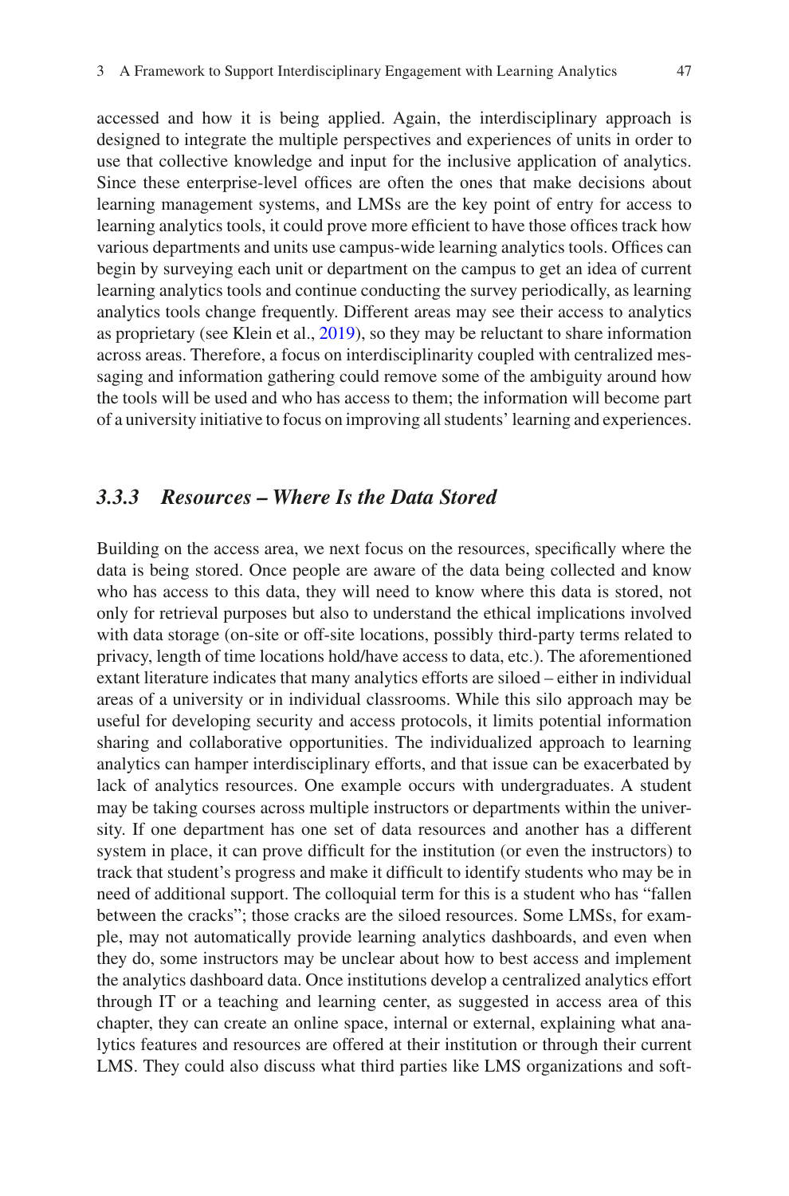accessed and how it is being applied. Again, the interdisciplinary approach is designed to integrate the multiple perspectives and experiences of units in order to use that collective knowledge and input for the inclusive application of analytics. Since these enterprise-level offices are often the ones that make decisions about learning management systems, and LMSs are the key point of entry for access to learning analytics tools, it could prove more efficient to have those offices track how various departments and units use campus-wide learning analytics tools. Offices can begin by surveying each unit or department on the campus to get an idea of current learning analytics tools and continue conducting the survey periodically, as learning analytics tools change frequently. Different areas may see their access to analytics as proprietary (see Klein et al., 2019), so they may be reluctant to share information across areas. Therefore, a focus on interdisciplinarity coupled with centralized messaging and information gathering could remove some of the ambiguity around how the tools will be used and who has access to them; the information will become part of a university initiative to focus on improving all students' learning and experiences.

### *3.3.3 Resources – Where Is the Data Stored*

Building on the access area, we next focus on the resources, specifically where the data is being stored. Once people are aware of the data being collected and know who has access to this data, they will need to know where this data is stored, not only for retrieval purposes but also to understand the ethical implications involved with data storage (on-site or off-site locations, possibly third-party terms related to privacy, length of time locations hold/have access to data, etc.). The aforementioned extant literature indicates that many analytics efforts are siloed – either in individual areas of a university or in individual classrooms. While this silo approach may be useful for developing security and access protocols, it limits potential information sharing and collaborative opportunities. The individualized approach to learning analytics can hamper interdisciplinary efforts, and that issue can be exacerbated by lack of analytics resources. One example occurs with undergraduates. A student may be taking courses across multiple instructors or departments within the university. If one department has one set of data resources and another has a different system in place, it can prove difficult for the institution (or even the instructors) to track that student's progress and make it difficult to identify students who may be in need of additional support. The colloquial term for this is a student who has "fallen between the cracks"; those cracks are the siloed resources. Some LMSs, for example, may not automatically provide learning analytics dashboards, and even when they do, some instructors may be unclear about how to best access and implement the analytics dashboard data. Once institutions develop a centralized analytics effort through IT or a teaching and learning center, as suggested in access area of this chapter, they can create an online space, internal or external, explaining what analytics features and resources are offered at their institution or through their current LMS. They could also discuss what third parties like LMS organizations and soft-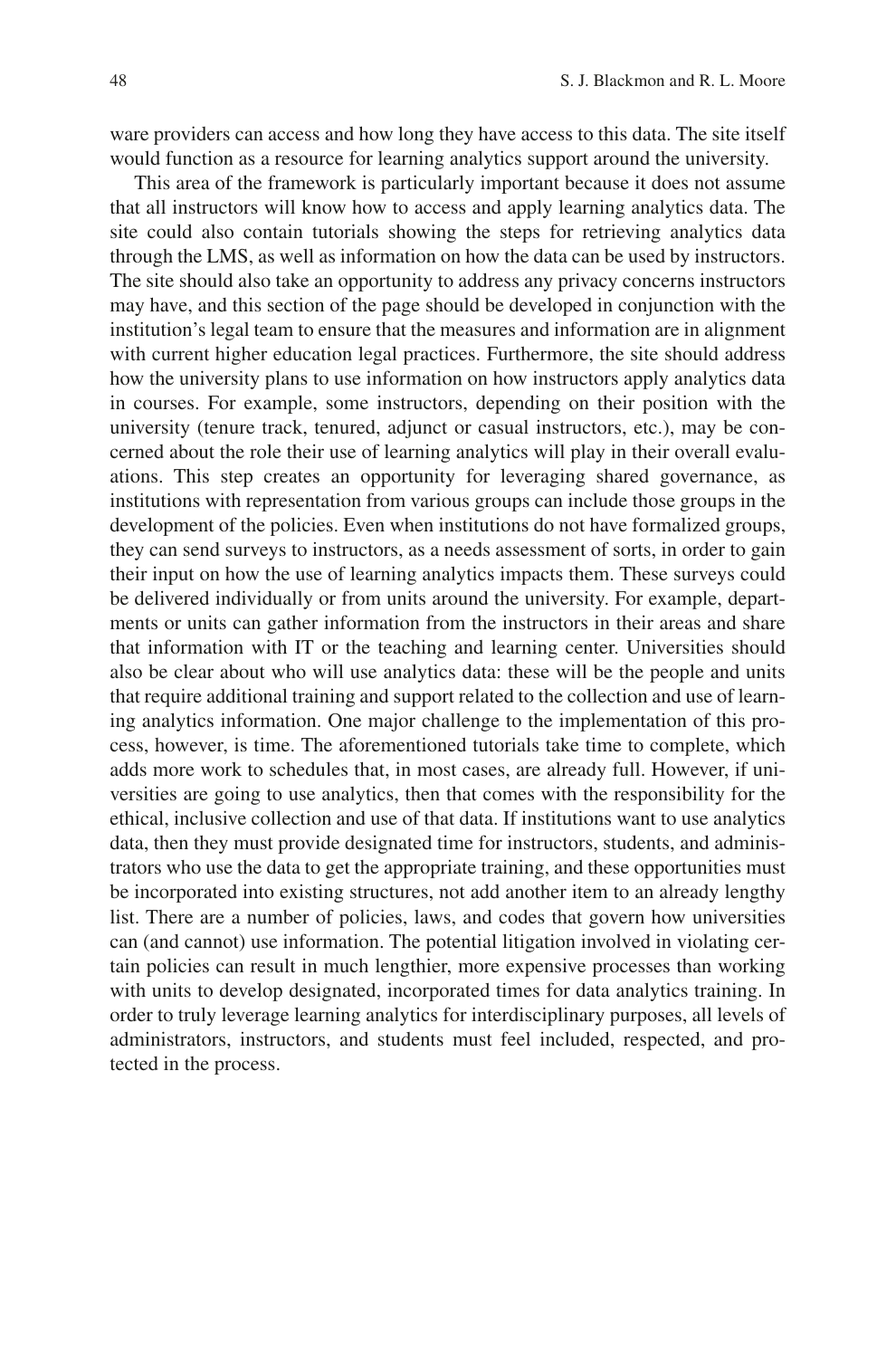ware providers can access and how long they have access to this data. The site itself would function as a resource for learning analytics support around the university.

This area of the framework is particularly important because it does not assume that all instructors will know how to access and apply learning analytics data. The site could also contain tutorials showing the steps for retrieving analytics data through the LMS, as well as information on how the data can be used by instructors. The site should also take an opportunity to address any privacy concerns instructors may have, and this section of the page should be developed in conjunction with the institution's legal team to ensure that the measures and information are in alignment with current higher education legal practices. Furthermore, the site should address how the university plans to use information on how instructors apply analytics data in courses. For example, some instructors, depending on their position with the university (tenure track, tenured, adjunct or casual instructors, etc.), may be concerned about the role their use of learning analytics will play in their overall evaluations. This step creates an opportunity for leveraging shared governance, as institutions with representation from various groups can include those groups in the development of the policies. Even when institutions do not have formalized groups, they can send surveys to instructors, as a needs assessment of sorts, in order to gain their input on how the use of learning analytics impacts them. These surveys could be delivered individually or from units around the university. For example, departments or units can gather information from the instructors in their areas and share that information with IT or the teaching and learning center. Universities should also be clear about who will use analytics data: these will be the people and units that require additional training and support related to the collection and use of learning analytics information. One major challenge to the implementation of this process, however, is time. The aforementioned tutorials take time to complete, which adds more work to schedules that, in most cases, are already full. However, if universities are going to use analytics, then that comes with the responsibility for the ethical, inclusive collection and use of that data. If institutions want to use analytics data, then they must provide designated time for instructors, students, and administrators who use the data to get the appropriate training, and these opportunities must be incorporated into existing structures, not add another item to an already lengthy list. There are a number of policies, laws, and codes that govern how universities can (and cannot) use information. The potential litigation involved in violating certain policies can result in much lengthier, more expensive processes than working with units to develop designated, incorporated times for data analytics training. In order to truly leverage learning analytics for interdisciplinary purposes, all levels of administrators, instructors, and students must feel included, respected, and protected in the process.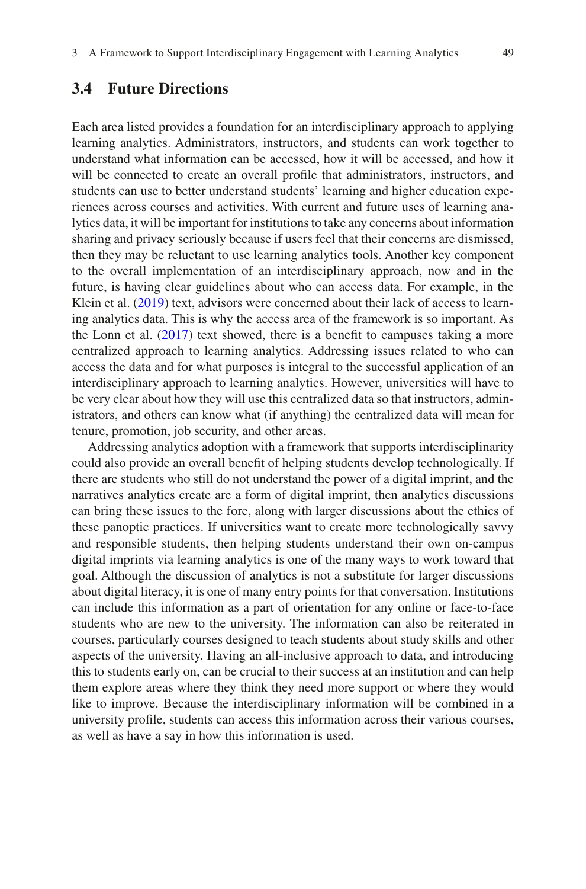## 3.4 Future Directions

Each area listed provides a foundation for an interdisciplinary approach to applying learning analytics. Administrators, instructors, and students can work together to understand what information can be accessed, how it will be accessed, and how it will be connected to create an overall profile that administrators, instructors, and students can use to better understand students' learning and higher education experiences across courses and activities. With current and future uses of learning analytics data, it will be important for institutions to take any concerns about information sharing and privacy seriously because if users feel that their concerns are dismissed, then they may be reluctant to use learning analytics tools. Another key component to the overall implementation of an interdisciplinary approach, now and in the future, is having clear guidelines about who can access data. For example, in the Klein et al. (2019) text, advisors were concerned about their lack of access to learning analytics data. This is why the access area of the framework is so important. As the Lonn et al. (2017) text showed, there is a benefit to campuses taking a more centralized approach to learning analytics. Addressing issues related to who can access the data and for what purposes is integral to the successful application of an interdisciplinary approach to learning analytics. However, universities will have to be very clear about how they will use this centralized data so that instructors, administrators, and others can know what (if anything) the centralized data will mean for tenure, promotion, job security, and other areas.

Addressing analytics adoption with a framework that supports interdisciplinarity could also provide an overall benefit of helping students develop technologically. If there are students who still do not understand the power of a digital imprint, and the narratives analytics create are a form of digital imprint, then analytics discussions can bring these issues to the fore, along with larger discussions about the ethics of these panoptic practices. If universities want to create more technologically savvy and responsible students, then helping students understand their own on-campus digital imprints via learning analytics is one of the many ways to work toward that goal. Although the discussion of analytics is not a substitute for larger discussions about digital literacy, it is one of many entry points for that conversation. Institutions can include this information as a part of orientation for any online or face-to-face students who are new to the university. The information can also be reiterated in courses, particularly courses designed to teach students about study skills and other aspects of the university. Having an all-inclusive approach to data, and introducing this to students early on, can be crucial to their success at an institution and can help them explore areas where they think they need more support or where they would like to improve. Because the interdisciplinary information will be combined in a university profile, students can access this information across their various courses, as well as have a say in how this information is used.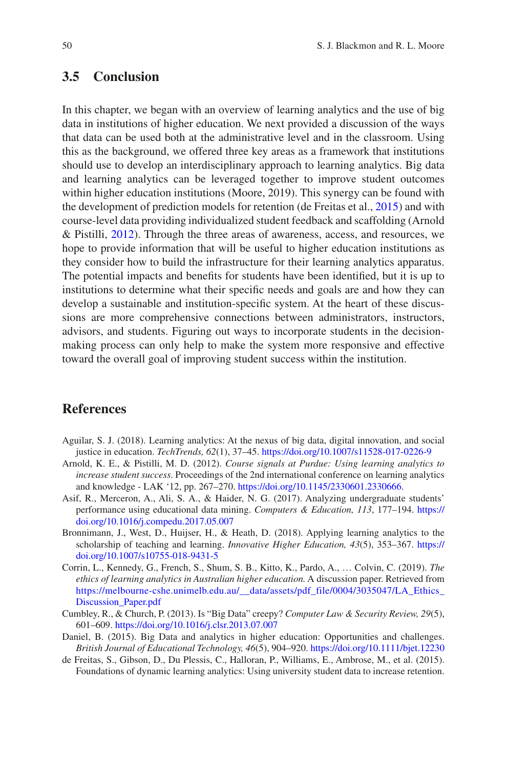## 3.5 Conclusion

In this chapter, we began with an overview of learning analytics and the use of big data in institutions of higher education. We next provided a discussion of the ways that data can be used both at the administrative level and in the classroom. Using this as the background, we offered three key areas as a framework that institutions should use to develop an interdisciplinary approach to learning analytics. Big data and learning analytics can be leveraged together to improve student outcomes within higher education institutions (Moore, 2019). This synergy can be found with the development of prediction models for retention (de Freitas et al., 2015) and with course-level data providing individualized student feedback and scaffolding (Arnold & Pistilli, 2012). Through the three areas of awareness, access, and resources, we hope to provide information that will be useful to higher education institutions as they consider how to build the infrastructure for their learning analytics apparatus. The potential impacts and benefits for students have been identified, but it is up to institutions to determine what their specific needs and goals are and how they can develop a sustainable and institution-specific system. At the heart of these discussions are more comprehensive connections between administrators, instructors, advisors, and students. Figuring out ways to incorporate students in the decision-making process can only help to make the system more responsive and effective toward the overall goal of improving student success within the institution.

## References

Aguilar, S. J. (2018). Learning analytics: At the nexus of big data, digital innovation, and social justice in education. *TechTrends, 62*(1), 37–45. https://doi.org/10.1007/s11528-017-0226-9

Arnold, K. E., & Pistilli, M. D. (2012). *Course signals at Purdue: Using learning analytics to increase student success*. Proceedings of the 2nd international conference on learning analytics and knowledge - LAK '12, pp. 267–270. https://doi.org/10.1145/2330601.2330666.

Asif, R., Merceron, A., Ali, S. A., & Haider, N. G. (2017). Analyzing undergraduate students' performance using educational data mining. *Computers & Education, 113*, 177–194. https://doi.org/10.1016/j.compedu.2017.05.007

Bronnimann, J., West, D., Huijser, H., & Heath, D. (2018). Applying learning analytics to the scholarship of teaching and learning. *Innovative Higher Education, 43*(5), 353–367. https://doi.org/10.1007/s10755-018-9431-5

Corrin, L., Kennedy, G., French, S., Shum, S. B., Kitto, K., Pardo, A., … Colvin, C. (2019). *The ethics of learning analytics in Australian higher education*. A discussion paper. Retrieved from https://melbourne-cshe.unimelb.edu.au/__data/assets/pdf_file/0004/3035047/LA_Ethics_Discussion_Paper.pdf

Cumbley, R., & Church, P. (2013). Is "Big Data" creepy? *Computer Law & Security Review, 29*(5), 601–609. https://doi.org/10.1016/j.clsr.2013.07.007

Daniel, B. (2015). Big Data and analytics in higher education: Opportunities and challenges. *British Journal of Educational Technology, 46*(5), 904–920. https://doi.org/10.1111/bjet.12230

de Freitas, S., Gibson, D., Du Plessis, C., Halloran, P., Williams, E., Ambrose, M., et al. (2015). Foundations of dynamic learning analytics: Using university student data to increase retention.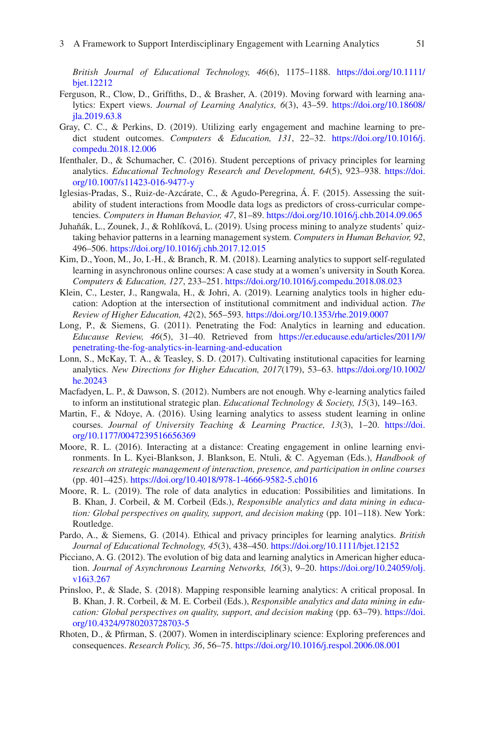*British Journal of Educational Technology, 46*(6), 1175–1188. https://doi.org/10.1111/bjet.12212

Ferguson, R., Clow, D., Griffiths, D., & Brasher, A. (2019). Moving forward with learning analytics: Expert views. *Journal of Learning Analytics, 6*(3), 43–59. https://doi.org/10.18608/jla.2019.63.8

Gray, C. C., & Perkins, D. (2019). Utilizing early engagement and machine learning to predict student outcomes. *Computers & Education, 131*, 22–32. https://doi.org/10.1016/j.compedu.2018.12.006

Ifenthaler, D., & Schumacher, C. (2016). Student perceptions of privacy principles for learning analytics. *Educational Technology Research and Development, 64*(5), 923–938. https://doi.org/10.1007/s11423-016-9477-y

Iglesias-Pradas, S., Ruiz-de-Azcárate, C., & Agudo-Peregrina, Á. F. (2015). Assessing the suitability of student interactions from Moodle data logs as predictors of cross-curricular competencies. *Computers in Human Behavior, 47*, 81–89. https://doi.org/10.1016/j.chb.2014.09.065

Juhaňák, L., Zounek, J., & Rohlíková, L. (2019). Using process mining to analyze students' quiz-taking behavior patterns in a learning management system. *Computers in Human Behavior, 92*, 496–506. https://doi.org/10.1016/j.chb.2017.12.015

Kim, D., Yoon, M., Jo, I.-H., & Branch, R. M. (2018). Learning analytics to support self-regulated learning in asynchronous online courses: A case study at a women's university in South Korea. *Computers & Education, 127*, 233–251. https://doi.org/10.1016/j.compedu.2018.08.023

Klein, C., Lester, J., Rangwala, H., & Johri, A. (2019). Learning analytics tools in higher education: Adoption at the intersection of institutional commitment and individual action. *The Review of Higher Education, 42*(2), 565–593. https://doi.org/10.1353/rhe.2019.0007

Long, P., & Siemens, G. (2011). Penetrating the Fod: Analytics in learning and education. *Educause Review, 46*(5), 31–40. Retrieved from https://er.educause.edu/articles/2011/9/penetrating-the-fog-analytics-in-learning-and-education

Lonn, S., McKay, T. A., & Teasley, S. D. (2017). Cultivating institutional capacities for learning analytics. *New Directions for Higher Education, 2017*(179), 53–63. https://doi.org/10.1002/he.20243

Macfadyen, L. P., & Dawson, S. (2012). Numbers are not enough. Why e-learning analytics failed to inform an institutional strategic plan. *Educational Technology & Society, 15*(3), 149–163.

Martin, F., & Ndoye, A. (2016). Using learning analytics to assess student learning in online courses. *Journal of University Teaching & Learning Practice, 13*(3), 1–20. https://doi.org/10.1177/0047239516656369

Moore, R. L. (2016). Interacting at a distance: Creating engagement in online learning environments. In L. Kyei-Blankson, J. Blankson, E. Ntuli, & C. Agyeman (Eds.), *Handbook of research on strategic management of interaction, presence, and participation in online courses* (pp. 401–425). https://doi.org/10.4018/978-1-4666-9582-5.ch016

Moore, R. L. (2019). The role of data analytics in education: Possibilities and limitations. In B. Khan, J. Corbeil, & M. Corbeil (Eds.), *Responsible analytics and data mining in education: Global perspectives on quality, support, and decision making* (pp. 101–118). New York: Routledge.

Pardo, A., & Siemens, G. (2014). Ethical and privacy principles for learning analytics. *British Journal of Educational Technology, 45*(3), 438–450. https://doi.org/10.1111/bjet.12152

Picciano, A. G. (2012). The evolution of big data and learning analytics in American higher education. *Journal of Asynchronous Learning Networks, 16*(3), 9–20. https://doi.org/10.24059/olj.v16i3.267

Prinsloo, P., & Slade, S. (2018). Mapping responsible learning analytics: A critical proposal. In B. Khan, J. R. Corbeil, & M. E. Corbeil (Eds.), *Responsible analytics and data mining in education: Global perspectives on quality, support, and decision making* (pp. 63–79). https://doi.org/10.4324/9780203728703-5

Rhoten, D., & Pfirman, S. (2007). Women in interdisciplinary science: Exploring preferences and consequences. *Research Policy, 36*, 56–75. https://doi.org/10.1016/j.respol.2006.08.001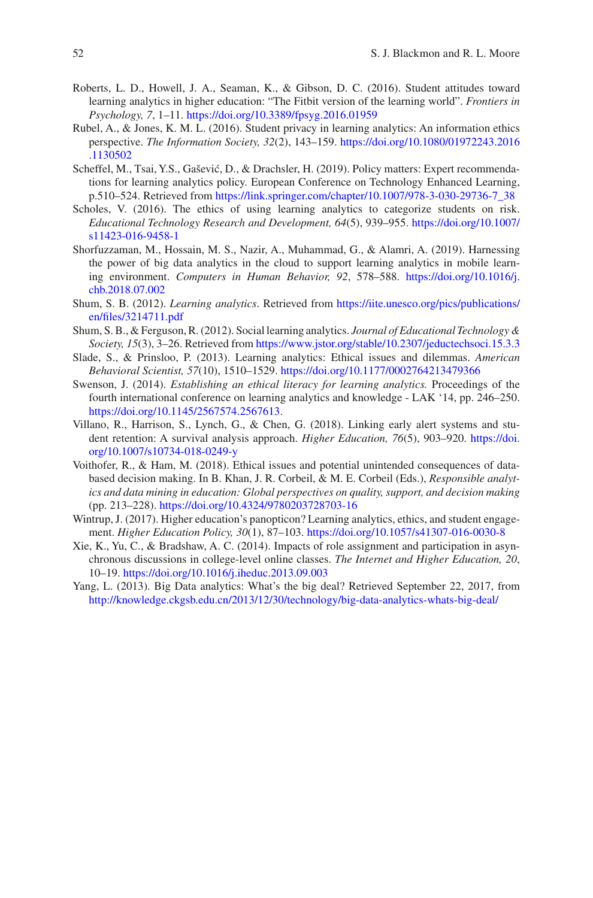Roberts, L. D., Howell, J. A., Seaman, K., & Gibson, D. C. (2016). Student attitudes toward learning analytics in higher education: "The Fitbit version of the learning world". *Frontiers in Psychology, 7*, 1–11. https://doi.org/10.3389/fpsyg.2016.01959

Rubel, A., & Jones, K. M. L. (2016). Student privacy in learning analytics: An information ethics perspective. *The Information Society, 32*(2), 143–159. https://doi.org/10.1080/01972243.2016.1130502

Scheffel, M., Tsai, Y.S., Gašević, D., & Drachsler, H. (2019). Policy matters: Expert recommendations for learning analytics policy. European Conference on Technology Enhanced Learning, p.510–524. Retrieved from https://link.springer.com/chapter/10.1007/978-3-030-29736-7_38

Scholes, V. (2016). The ethics of using learning analytics to categorize students on risk. *Educational Technology Research and Development, 64*(5), 939–955. https://doi.org/10.1007/s11423-016-9458-1

Shorfuzzaman, M., Hossain, M. S., Nazir, A., Muhammad, G., & Alamri, A. (2019). Harnessing the power of big data analytics in the cloud to support learning analytics in mobile learning environment. *Computers in Human Behavior, 92*, 578–588. https://doi.org/10.1016/j.chb.2018.07.002

Shum, S. B. (2012). *Learning analytics*. Retrieved from https://iite.unesco.org/pics/publications/en/files/3214711.pdf

Shum, S. B., & Ferguson, R. (2012). Social learning analytics. *Journal of Educational Technology & Society, 15*(3), 3–26. Retrieved from https://www.jstor.org/stable/10.2307/jeductechsoci.15.3.3

Slade, S., & Prinsloo, P. (2013). Learning analytics: Ethical issues and dilemmas. *American Behavioral Scientist, 57*(10), 1510–1529. https://doi.org/10.1177/0002764213479366

Swenson, J. (2014). *Establishing an ethical literacy for learning analytics.* Proceedings of the fourth international conference on learning analytics and knowledge - LAK '14, pp. 246–250. https://doi.org/10.1145/2567574.2567613.

Villano, R., Harrison, S., Lynch, G., & Chen, G. (2018). Linking early alert systems and student retention: A survival analysis approach. *Higher Education, 76*(5), 903–920. https://doi.org/10.1007/s10734-018-0249-y

Voithofer, R., & Ham, M. (2018). Ethical issues and potential unintended consequences of data-based decision making. In B. Khan, J. R. Corbeil, & M. E. Corbeil (Eds.), *Responsible analytics and data mining in education: Global perspectives on quality, support, and decision making* (pp. 213–228). https://doi.org/10.4324/9780203728703-16

Wintrup, J. (2017). Higher education's panopticon? Learning analytics, ethics, and student engagement. *Higher Education Policy, 30*(1), 87–103. https://doi.org/10.1057/s41307-016-0030-8

Xie, K., Yu, C., & Bradshaw, A. C. (2014). Impacts of role assignment and participation in asynchronous discussions in college-level online classes. *The Internet and Higher Education, 20*, 10–19. https://doi.org/10.1016/j.iheduc.2013.09.003

Yang, L. (2013). Big Data analytics: What's the big deal? Retrieved September 22, 2017, from http://knowledge.ckgsb.edu.cn/2013/12/30/technology/big-data-analytics-whats-big-deal/